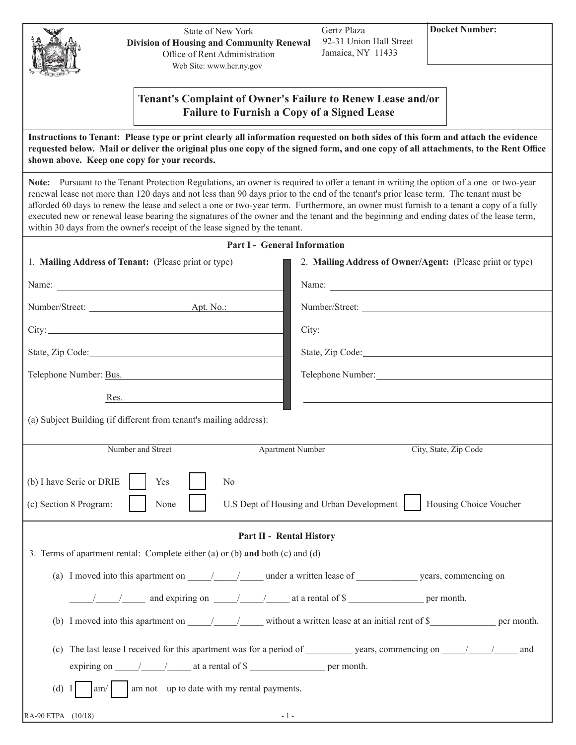State of New York
**Division of Housing and Community Renewal**
Office of Rent Administration
Web Site: www.hcr.ny.gov

Gertz Plaza
92-31 Union Hall Street
Jamaica, NY 11433

**Docket Number:**

## Tenant's Complaint of Owner's Failure to Renew Lease and/or Failure to Furnish a Copy of a Signed Lease

**Instructions to Tenant: Please type or print clearly all information requested on both sides of this form and attach the evidence requested below. Mail or deliver the original plus one copy of the signed form, and one copy of all attachments, to the Rent Office shown above. Keep one copy for your records.**

**Note:** Pursuant to the Tenant Protection Regulations, an owner is required to offer a tenant in writing the option of a one or two-year renewal lease not more than 120 days and not less than 90 days prior to the end of the tenant's prior lease term. The tenant must be afforded 60 days to renew the lease and select a one or two-year term. Furthermore, an owner must furnish to a tenant a copy of a fully executed new or renewal lease bearing the signatures of the owner and the tenant and the beginning and ending dates of the lease term, within 30 days from the owner's receipt of the lease signed by the tenant.

### Part I - General Information

1. **Mailing Address of Tenant:** (Please print or type)

Name: ______________________

Number/Street: ______________ Apt. No.: ________

City: ______________________

State, Zip Code: ______________________

Telephone Number: Bus. ______________________

Res. ______________________

2. **Mailing Address of Owner/Agent:** (Please print or type)

Name: ______________________

Number/Street: ______________________

City: ______________________

State, Zip Code: ______________________

Telephone Number: ______________________

______________________

(a) Subject Building (if different from tenant's mailing address):

______________________

Number and Street | Apartment Number | City, State, Zip Code

(b) I have Scrie or DRIE ☐ Yes ☐ No

(c) Section 8 Program: ☐ None ☐ U.S Dept of Housing and Urban Development ☐ Housing Choice Voucher

### Part II - Rental History

3. Terms of apartment rental: Complete either (a) or (b) **and** both (c) and (d)

(a) I moved into this apartment on _____/_____/_____ under a written lease of _____________ years, commencing on _____/_____/_____ and expiring on _____/_____/_____ at a rental of $ ________________ per month.

(b) I moved into this apartment on _____/_____/_____ without a written lease at an initial rent of $______________ per month.

(c) The last lease I received for this apartment was for a period of __________ years, commencing on _____/_____/_____ and expiring on _____/_____/_____ at a rental of $ ________________ per month.

(d) I ☐ am/ ☐ am not up to date with my rental payments.

RA-90 ETPA (10/18)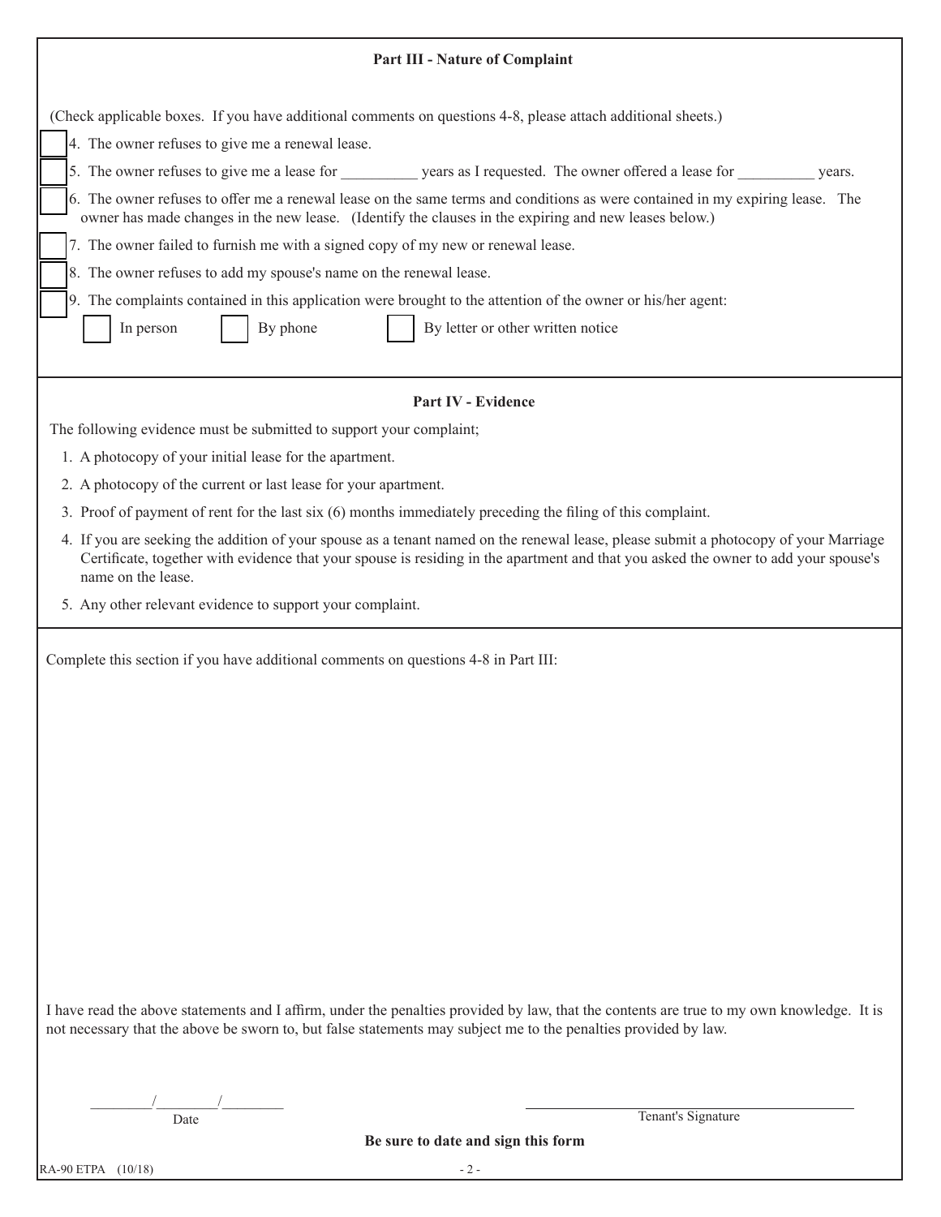## Part III - Nature of Complaint

(Check applicable boxes. If you have additional comments on questions 4-8, please attach additional sheets.)

- ☐ 4. The owner refuses to give me a renewal lease.
- ☐ 5. The owner refuses to give me a lease for __________ years as I requested. The owner offered a lease for __________ years.
- ☐ 6. The owner refuses to offer me a renewal lease on the same terms and conditions as were contained in my expiring lease. The owner has made changes in the new lease. (Identify the clauses in the expiring and new leases below.)
- ☐ 7. The owner failed to furnish me with a signed copy of my new or renewal lease.
- ☐ 8. The owner refuses to add my spouse's name on the renewal lease.
- ☐ 9. The complaints contained in this application were brought to the attention of the owner or his/her agent:

  ☐ In person ☐ By phone ☐ By letter or other written notice

## Part IV - Evidence

The following evidence must be submitted to support your complaint;

1. A photocopy of your initial lease for the apartment.
2. A photocopy of the current or last lease for your apartment.
3. Proof of payment of rent for the last six (6) months immediately preceding the filing of this complaint.
4. If you are seeking the addition of your spouse as a tenant named on the renewal lease, please submit a photocopy of your Marriage Certificate, together with evidence that your spouse is residing in the apartment and that you asked the owner to add your spouse's name on the lease.
5. Any other relevant evidence to support your complaint.

Complete this section if you have additional comments on questions 4-8 in Part III:

I have read the above statements and I affirm, under the penalties provided by law, that the contents are true to my own knowledge. It is not necessary that the above be sworn to, but false statements may subject me to the penalties provided by law.

________/________/________
Date

________________________________________
Tenant's Signature

**Be sure to date and sign this form**

RA-90 ETPA (10/18)